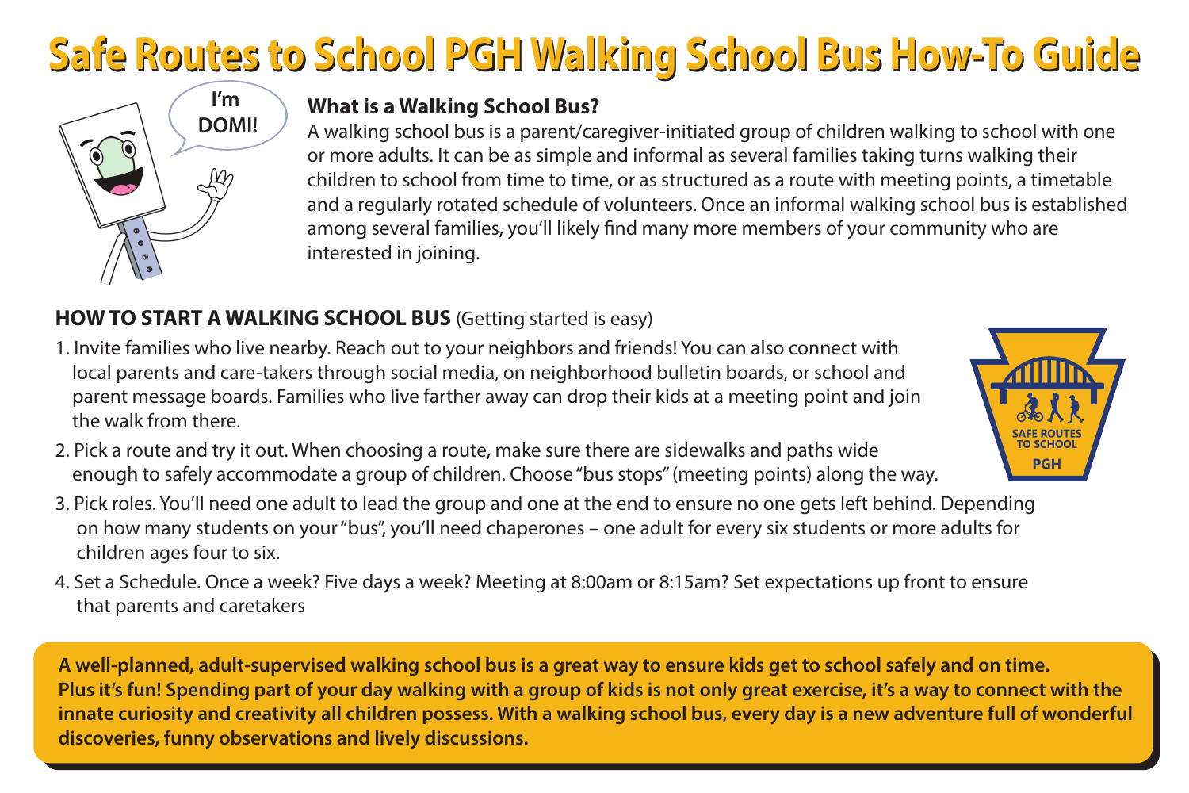# Safe Routes to School PGH Walking School Bus How-To Guide

I'm DOMI!

### What is a Walking School Bus?

A walking school bus is a parent/caregiver-initiated group of children walking to school with one or more adults. It can be as simple and informal as several families taking turns walking their children to school from time to time, or as structured as a route with meeting points, a timetable and a regularly rotated schedule of volunteers. Once an informal walking school bus is established among several families, you'll likely find many more members of your community who are interested in joining.

### HOW TO START A WALKING SCHOOL BUS (Getting started is easy)

1. Invite families who live nearby. Reach out to your neighbors and friends! You can also connect with local parents and care-takers through social media, on neighborhood bulletin boards, or school and parent message boards. Families who live farther away can drop their kids at a meeting point and join the walk from there.
2. Pick a route and try it out. When choosing a route, make sure there are sidewalks and paths wide enough to safely accommodate a group of children. Choose "bus stops" (meeting points) along the way.
3. Pick roles. You'll need one adult to lead the group and one at the end to ensure no one gets left behind. Depending on how many students on your "bus", you'll need chaperones – one adult for every six students or more adults for children ages four to six.
4. Set a Schedule. Once a week? Five days a week? Meeting at 8:00am or 8:15am? Set expectations up front to ensure that parents and caretakers

SAFE ROUTES TO SCHOOL PGH

**A well-planned, adult-supervised walking school bus is a great way to ensure kids get to school safely and on time. Plus it's fun! Spending part of your day walking with a group of kids is not only great exercise, it's a way to connect with the innate curiosity and creativity all children possess. With a walking school bus, every day is a new adventure full of wonderful discoveries, funny observations and lively discussions.**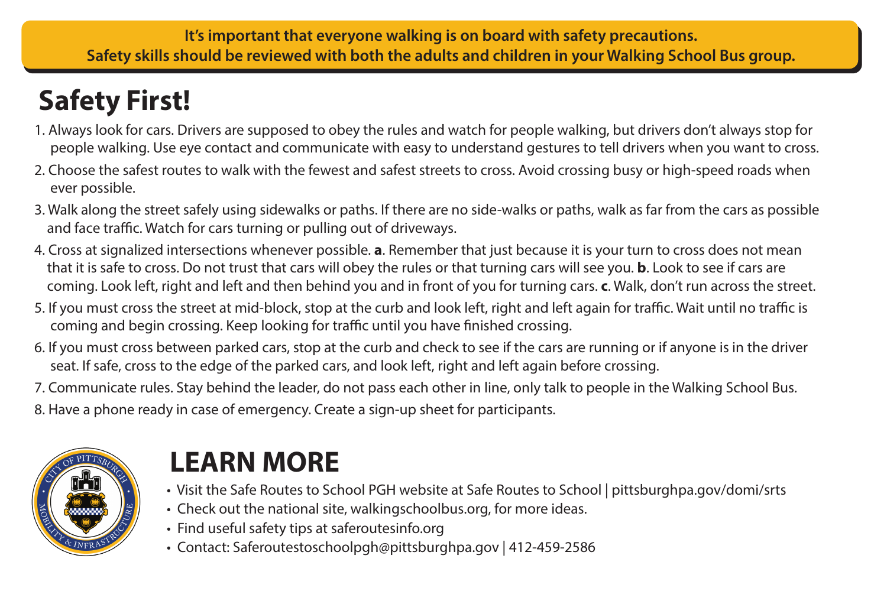**It's important that everyone walking is on board with safety precautions.**
**Safety skills should be reviewed with both the adults and children in your Walking School Bus group.**

# Safety First!

1. Always look for cars. Drivers are supposed to obey the rules and watch for people walking, but drivers don't always stop for people walking. Use eye contact and communicate with easy to understand gestures to tell drivers when you want to cross.
2. Choose the safest routes to walk with the fewest and safest streets to cross. Avoid crossing busy or high-speed roads when ever possible.
3. Walk along the street safely using sidewalks or paths. If there are no side-walks or paths, walk as far from the cars as possible and face traffic. Watch for cars turning or pulling out of driveways.
4. Cross at signalized intersections whenever possible. **a**. Remember that just because it is your turn to cross does not mean that it is safe to cross. Do not trust that cars will obey the rules or that turning cars will see you. **b**. Look to see if cars are coming. Look left, right and left and then behind you and in front of you for turning cars. **c**. Walk, don't run across the street.
5. If you must cross the street at mid-block, stop at the curb and look left, right and left again for traffic. Wait until no traffic is coming and begin crossing. Keep looking for traffic until you have finished crossing.
6. If you must cross between parked cars, stop at the curb and check to see if the cars are running or if anyone is in the driver seat. If safe, cross to the edge of the parked cars, and look left, right and left again before crossing.
7. Communicate rules. Stay behind the leader, do not pass each other in line, only talk to people in the Walking School Bus.
8. Have a phone ready in case of emergency. Create a sign-up sheet for participants.

CITY OF PITTSBURGH
MOBILITY & INFRASTRUCTURE

# LEARN MORE

- Visit the Safe Routes to School PGH website at Safe Routes to School | pittsburghpa.gov/domi/srts
- Check out the national site, walkingschoolbus.org, for more ideas.
- Find useful safety tips at saferoutesinfo.org
- Contact: Saferoutestoschoolpgh@pittsburghpa.gov | 412-459-2586